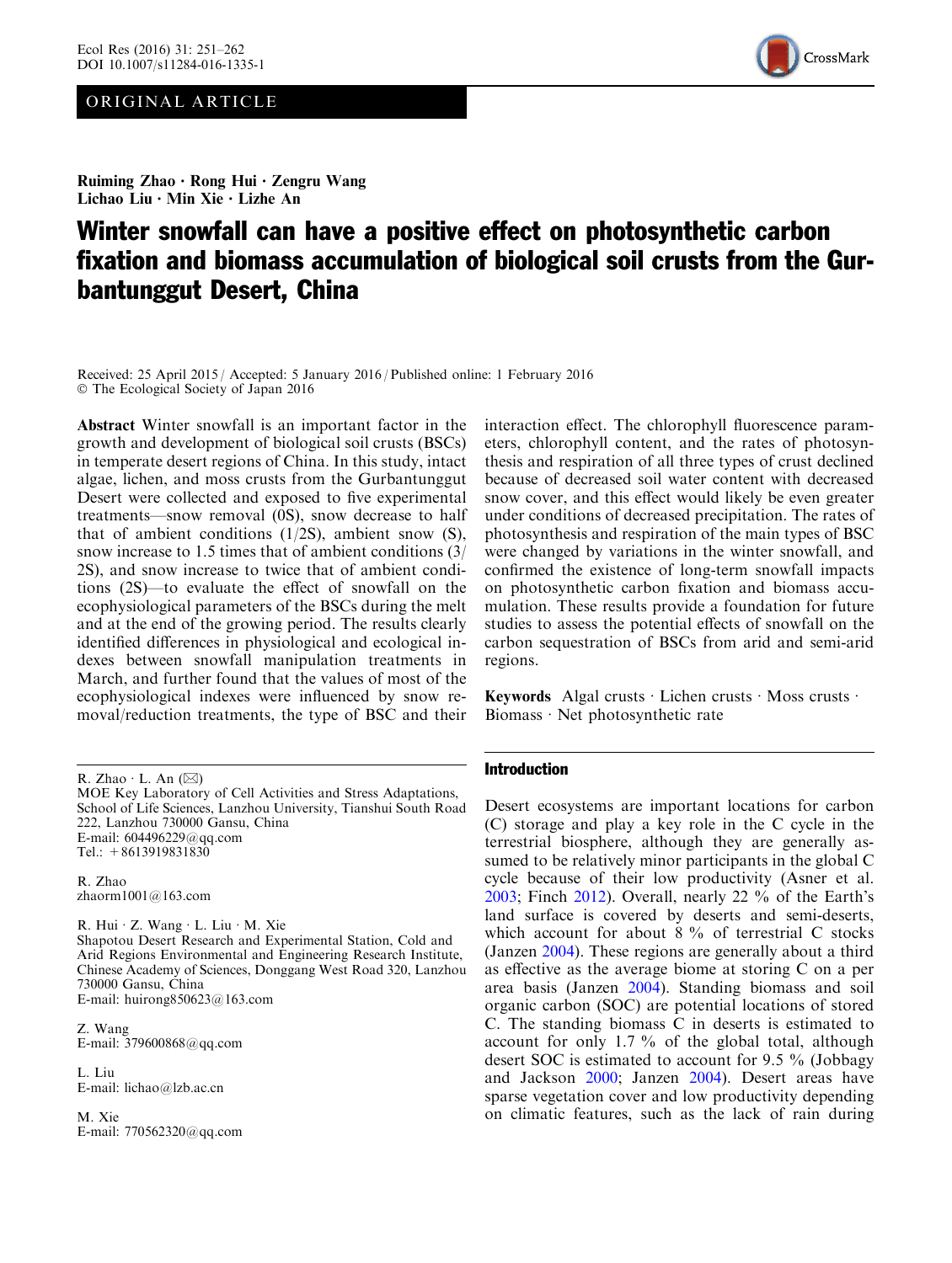ORIGINAL ARTICLE

Ruiming Zhao · Rong Hui · Zengru Wang
Lichao Liu · Min Xie · Lizhe An

# Winter snowfall can have a positive effect on photosynthetic carbon fixation and biomass accumulation of biological soil crusts from the Gurbantunggut Desert, China

Received: 25 April 2015 / Accepted: 5 January 2016 / Published online: 1 February 2016
© The Ecological Society of Japan 2016

**Abstract** Winter snowfall is an important factor in the growth and development of biological soil crusts (BSCs) in temperate desert regions of China. In this study, intact algae, lichen, and moss crusts from the Gurbantunggut Desert were collected and exposed to five experimental treatments—snow removal (0S), snow decrease to half that of ambient conditions (1/2S), ambient snow (S), snow increase to 1.5 times that of ambient conditions (3/2S), and snow increase to twice that of ambient conditions (2S)—to evaluate the effect of snowfall on the ecophysiological parameters of the BSCs during the melt and at the end of the growing period. The results clearly identified differences in physiological and ecological indexes between snowfall manipulation treatments in March, and further found that the values of most of the ecophysiological indexes were influenced by snow removal/reduction treatments, the type of BSC and their interaction effect. The chlorophyll fluorescence parameters, chlorophyll content, and the rates of photosynthesis and respiration of all three types of crust declined because of decreased soil water content with decreased snow cover, and this effect would likely be even greater under conditions of decreased precipitation. The rates of photosynthesis and respiration of the main types of BSC were changed by variations in the winter snowfall, and confirmed the existence of long-term snowfall impacts on photosynthetic carbon fixation and biomass accumulation. These results provide a foundation for future studies to assess the potential effects of snowfall on the carbon sequestration of BSCs from arid and semi-arid regions.

**Keywords** Algal crusts · Lichen crusts · Moss crusts · Biomass · Net photosynthetic rate

R. Zhao · L. An (✉)
MOE Key Laboratory of Cell Activities and Stress Adaptations, School of Life Sciences, Lanzhou University, Tianshui South Road 222, Lanzhou 730000 Gansu, China
E-mail: 604496229@qq.com
Tel.: +8613919831830

R. Zhao
zhaorm1001@163.com

R. Hui · Z. Wang · L. Liu · M. Xie
Shapotou Desert Research and Experimental Station, Cold and Arid Regions Environmental and Engineering Research Institute, Chinese Academy of Sciences, Donggang West Road 320, Lanzhou 730000 Gansu, China
E-mail: huirong850623@163.com

Z. Wang
E-mail: 379600868@qq.com

L. Liu
E-mail: lichao@lzb.ac.cn

M. Xie
E-mail: 770562320@qq.com

## Introduction

Desert ecosystems are important locations for carbon (C) storage and play a key role in the C cycle in the terrestrial biosphere, although they are generally assumed to be relatively minor participants in the global C cycle because of their low productivity (Asner et al. 2003; Finch 2012). Overall, nearly 22 % of the Earth's land surface is covered by deserts and semi-deserts, which account for about 8 % of terrestrial C stocks (Janzen 2004). These regions are generally about a third as effective as the average biome at storing C on a per area basis (Janzen 2004). Standing biomass and soil organic carbon (SOC) are potential locations of stored C. The standing biomass C in deserts is estimated to account for only 1.7 % of the global total, although desert SOC is estimated to account for 9.5 % (Jobbagy and Jackson 2000; Janzen 2004). Desert areas have sparse vegetation cover and low productivity depending on climatic features, such as the lack of rain during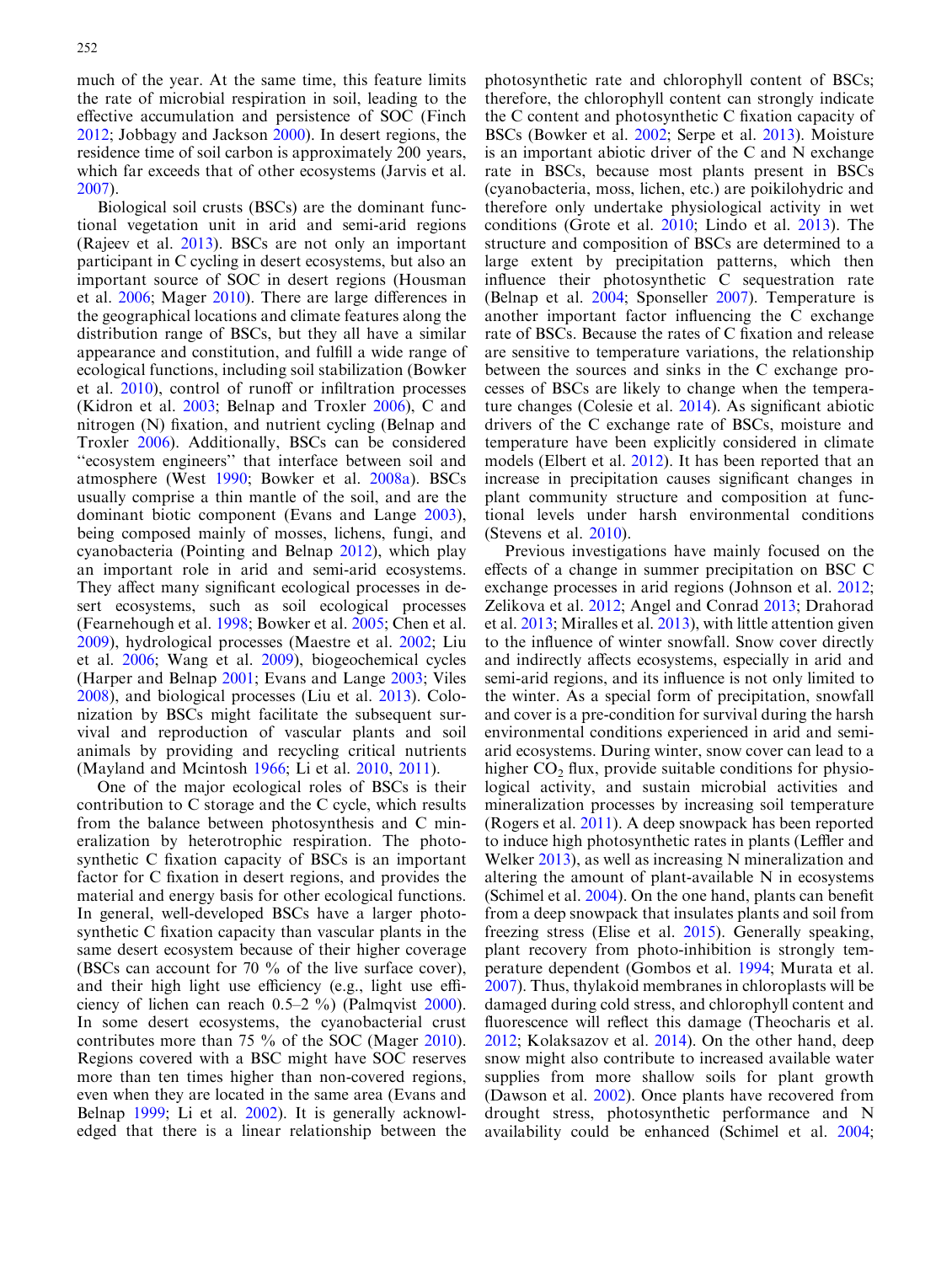much of the year. At the same time, this feature limits the rate of microbial respiration in soil, leading to the effective accumulation and persistence of SOC (Finch 2012; Jobbagy and Jackson 2000). In desert regions, the residence time of soil carbon is approximately 200 years, which far exceeds that of other ecosystems (Jarvis et al. 2007).

Biological soil crusts (BSCs) are the dominant functional vegetation unit in arid and semi-arid regions (Rajeev et al. 2013). BSCs are not only an important participant in C cycling in desert ecosystems, but also an important source of SOC in desert regions (Housman et al. 2006; Mager 2010). There are large differences in the geographical locations and climate features along the distribution range of BSCs, but they all have a similar appearance and constitution, and fulfill a wide range of ecological functions, including soil stabilization (Bowker et al. 2010), control of runoff or infiltration processes (Kidron et al. 2003; Belnap and Troxler 2006), C and nitrogen (N) fixation, and nutrient cycling (Belnap and Troxler 2006). Additionally, BSCs can be considered "ecosystem engineers" that interface between soil and atmosphere (West 1990; Bowker et al. 2008a). BSCs usually comprise a thin mantle of the soil, and are the dominant biotic component (Evans and Lange 2003), being composed mainly of mosses, lichens, fungi, and cyanobacteria (Pointing and Belnap 2012), which play an important role in arid and semi-arid ecosystems. They affect many significant ecological processes in desert ecosystems, such as soil ecological processes (Fearnehough et al. 1998; Bowker et al. 2005; Chen et al. 2009), hydrological processes (Maestre et al. 2002; Liu et al. 2006; Wang et al. 2009), biogeochemical cycles (Harper and Belnap 2001; Evans and Lange 2003; Viles 2008), and biological processes (Liu et al. 2013). Colonization by BSCs might facilitate the subsequent survival and reproduction of vascular plants and soil animals by providing and recycling critical nutrients (Mayland and Mcintosh 1966; Li et al. 2010, 2011).

One of the major ecological roles of BSCs is their contribution to C storage and the C cycle, which results from the balance between photosynthesis and C mineralization by heterotrophic respiration. The photosynthetic C fixation capacity of BSCs is an important factor for C fixation in desert regions, and provides the material and energy basis for other ecological functions. In general, well-developed BSCs have a larger photosynthetic C fixation capacity than vascular plants in the same desert ecosystem because of their higher coverage (BSCs can account for 70 % of the live surface cover), and their high light use efficiency (e.g., light use efficiency of lichen can reach 0.5–2 %) (Palmqvist 2000). In some desert ecosystems, the cyanobacterial crust contributes more than 75 % of the SOC (Mager 2010). Regions covered with a BSC might have SOC reserves more than ten times higher than non-covered regions, even when they are located in the same area (Evans and Belnap 1999; Li et al. 2002). It is generally acknowledged that there is a linear relationship between the photosynthetic rate and chlorophyll content of BSCs; therefore, the chlorophyll content can strongly indicate the C content and photosynthetic C fixation capacity of BSCs (Bowker et al. 2002; Serpe et al. 2013). Moisture is an important abiotic driver of the C and N exchange rate in BSCs, because most plants present in BSCs (cyanobacteria, moss, lichen, etc.) are poikilohydric and therefore only undertake physiological activity in wet conditions (Grote et al. 2010; Lindo et al. 2013). The structure and composition of BSCs are determined to a large extent by precipitation patterns, which then influence their photosynthetic C sequestration rate (Belnap et al. 2004; Sponseller 2007). Temperature is another important factor influencing the C exchange rate of BSCs. Because the rates of C fixation and release are sensitive to temperature variations, the relationship between the sources and sinks in the C exchange processes of BSCs are likely to change when the temperature changes (Colesie et al. 2014). As significant abiotic drivers of the C exchange rate of BSCs, moisture and temperature have been explicitly considered in climate models (Elbert et al. 2012). It has been reported that an increase in precipitation causes significant changes in plant community structure and composition at functional levels under harsh environmental conditions (Stevens et al. 2010).

Previous investigations have mainly focused on the effects of a change in summer precipitation on BSC C exchange processes in arid regions (Johnson et al. 2012; Zelikova et al. 2012; Angel and Conrad 2013; Drahorad et al. 2013; Miralles et al. 2013), with little attention given to the influence of winter snowfall. Snow cover directly and indirectly affects ecosystems, especially in arid and semi-arid regions, and its influence is not only limited to the winter. As a special form of precipitation, snowfall and cover is a pre-condition for survival during the harsh environmental conditions experienced in arid and semi-arid ecosystems. During winter, snow cover can lead to a higher $CO_2$ flux, provide suitable conditions for physiological activity, and sustain microbial activities and mineralization processes by increasing soil temperature (Rogers et al. 2011). A deep snowpack has been reported to induce high photosynthetic rates in plants (Leffler and Welker 2013), as well as increasing N mineralization and altering the amount of plant-available N in ecosystems (Schimel et al. 2004). On the one hand, plants can benefit from a deep snowpack that insulates plants and soil from freezing stress (Elise et al. 2015). Generally speaking, plant recovery from photo-inhibition is strongly temperature dependent (Gombos et al. 1994; Murata et al. 2007). Thus, thylakoid membranes in chloroplasts will be damaged during cold stress, and chlorophyll content and fluorescence will reflect this damage (Theocharis et al. 2012; Kolaksazov et al. 2014). On the other hand, deep snow might also contribute to increased available water supplies from more shallow soils for plant growth (Dawson et al. 2002). Once plants have recovered from drought stress, photosynthetic performance and N availability could be enhanced (Schimel et al. 2004;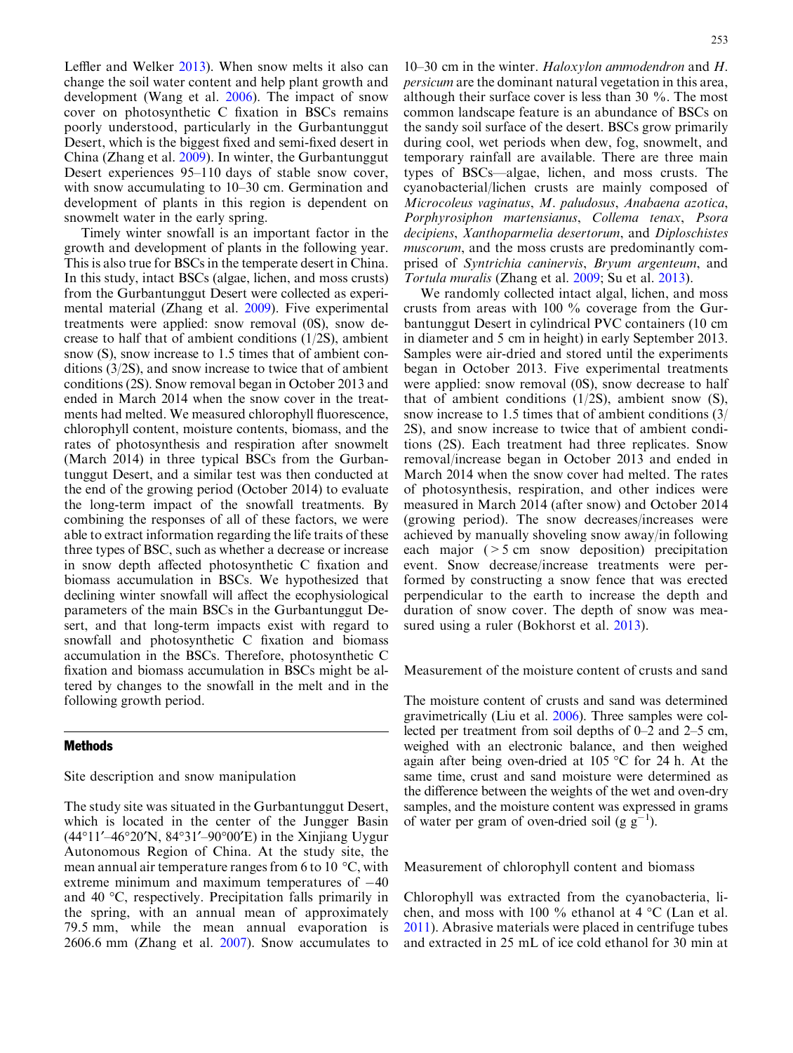Leffler and Welker 2013). When snow melts it also can change the soil water content and help plant growth and development (Wang et al. 2006). The impact of snow cover on photosynthetic C fixation in BSCs remains poorly understood, particularly in the Gurbantunggut Desert, which is the biggest fixed and semi-fixed desert in China (Zhang et al. 2009). In winter, the Gurbantunggut Desert experiences 95–110 days of stable snow cover, with snow accumulating to 10–30 cm. Germination and development of plants in this region is dependent on snowmelt water in the early spring.

Timely winter snowfall is an important factor in the growth and development of plants in the following year. This is also true for BSCs in the temperate desert in China. In this study, intact BSCs (algae, lichen, and moss crusts) from the Gurbantunggut Desert were collected as experimental material (Zhang et al. 2009). Five experimental treatments were applied: snow removal (0S), snow decrease to half that of ambient conditions (1/2S), ambient snow (S), snow increase to 1.5 times that of ambient conditions (3/2S), and snow increase to twice that of ambient conditions (2S). Snow removal began in October 2013 and ended in March 2014 when the snow cover in the treatments had melted. We measured chlorophyll fluorescence, chlorophyll content, moisture contents, biomass, and the rates of photosynthesis and respiration after snowmelt (March 2014) in three typical BSCs from the Gurbantunggut Desert, and a similar test was then conducted at the end of the growing period (October 2014) to evaluate the long-term impact of the snowfall treatments. By combining the responses of all of these factors, we were able to extract information regarding the life traits of these three types of BSC, such as whether a decrease or increase in snow depth affected photosynthetic C fixation and biomass accumulation in BSCs. We hypothesized that declining winter snowfall will affect the ecophysiological parameters of the main BSCs in the Gurbantunggut Desert, and that long-term impacts exist with regard to snowfall and photosynthetic C fixation and biomass accumulation in the BSCs. Therefore, photosynthetic C fixation and biomass accumulation in BSCs might be altered by changes to the snowfall in the melt and in the following growth period.

## Methods

### Site description and snow manipulation

The study site was situated in the Gurbantunggut Desert, which is located in the center of the Jungger Basin (44°11′–46°20′N, 84°31′–90°00′E) in the Xinjiang Uygur Autonomous Region of China. At the study site, the mean annual air temperature ranges from 6 to 10 °C, with extreme minimum and maximum temperatures of −40 and 40 °C, respectively. Precipitation falls primarily in the spring, with an annual mean of approximately 79.5 mm, while the mean annual evaporation is 2606.6 mm (Zhang et al. 2007). Snow accumulates to 10–30 cm in the winter. *Haloxylon ammodendron* and *H. persicum* are the dominant natural vegetation in this area, although their surface cover is less than 30 %. The most common landscape feature is an abundance of BSCs on the sandy soil surface of the desert. BSCs grow primarily during cool, wet periods when dew, fog, snowmelt, and temporary rainfall are available. There are three main types of BSCs—algae, lichen, and moss crusts. The cyanobacterial/lichen crusts are mainly composed of *Microcoleus vaginatus*, *M. paludosus*, *Anabaena azotica*, *Porphyrosiphon martensianus*, *Collema tenax*, *Psora decipiens*, *Xanthoparmelia desertorum*, and *Diploschistes muscorum*, and the moss crusts are predominantly comprised of *Syntrichia caninervis*, *Bryum argenteum*, and *Tortula muralis* (Zhang et al. 2009; Su et al. 2013).

We randomly collected intact algal, lichen, and moss crusts from areas with 100 % coverage from the Gurbantunggut Desert in cylindrical PVC containers (10 cm in diameter and 5 cm in height) in early September 2013. Samples were air-dried and stored until the experiments began in October 2013. Five experimental treatments were applied: snow removal (0S), snow decrease to half that of ambient conditions (1/2S), ambient snow (S), snow increase to 1.5 times that of ambient conditions (3/2S), and snow increase to twice that of ambient conditions (2S). Each treatment had three replicates. Snow removal/increase began in October 2013 and ended in March 2014 when the snow cover had melted. The rates of photosynthesis, respiration, and other indices were measured in March 2014 (after snow) and October 2014 (growing period). The snow decreases/increases were achieved by manually shoveling snow away/in following each major (>5 cm snow deposition) precipitation event. Snow decrease/increase treatments were performed by constructing a snow fence that was erected perpendicular to the earth to increase the depth and duration of snow cover. The depth of snow was measured using a ruler (Bokhorst et al. 2013).

### Measurement of the moisture content of crusts and sand

The moisture content of crusts and sand was determined gravimetrically (Liu et al. 2006). Three samples were collected per treatment from soil depths of 0–2 and 2–5 cm, weighed with an electronic balance, and then weighed again after being oven-dried at 105 °C for 24 h. At the same time, crust and sand moisture were determined as the difference between the weights of the wet and oven-dry samples, and the moisture content was expressed in grams of water per gram of oven-dried soil (g $g^{-1}$).

### Measurement of chlorophyll content and biomass

Chlorophyll was extracted from the cyanobacteria, lichen, and moss with 100 % ethanol at 4 °C (Lan et al. 2011). Abrasive materials were placed in centrifuge tubes and extracted in 25 mL of ice cold ethanol for 30 min at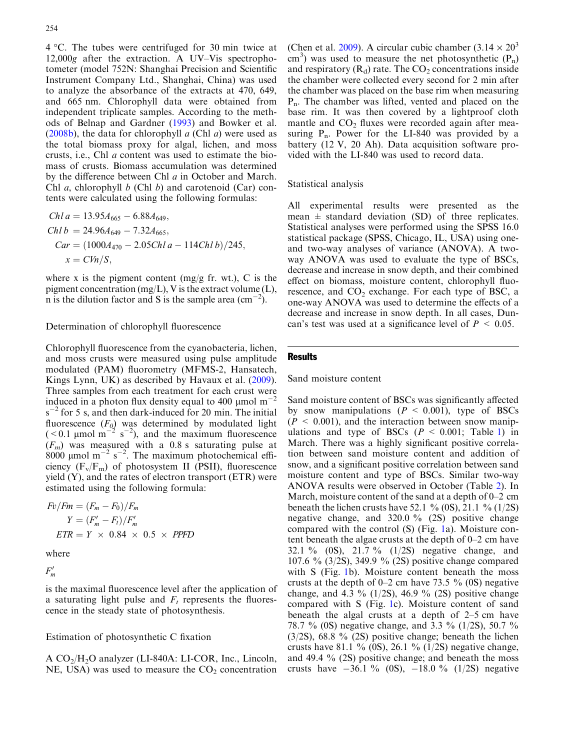4 °C. The tubes were centrifuged for 30 min twice at 12,000*g* after the extraction. A UV–Vis spectrophotometer (model 752N: Shanghai Precision and Scientific Instrument Company Ltd., Shanghai, China) was used to analyze the absorbance of the extracts at 470, 649, and 665 nm. Chlorophyll data were obtained from independent triplicate samples. According to the methods of Belnap and Gardner (1993) and Bowker et al. (2008b), the data for chlorophyll *a* (Chl *a*) were used as the total biomass proxy for algal, lichen, and moss crusts, i.e., Chl *a* content was used to estimate the biomass of crusts. Biomass accumulation was determined by the difference between Chl *a* in October and March. Chl *a*, chlorophyll *b* (Chl *b*) and carotenoid (Car) contents were calculated using the following formulas:

$$
\begin{aligned}
Chl\,a &= 13.95A_{665} - 6.88A_{649},\\
Chl\,b &= 24.96A_{649} - 7.32A_{665},\\
Car &= (1000A_{470} - 2.05Chl\,a - 114Chl\,b)/245,\\
x &= CVn/S,
\end{aligned}
$$

where x is the pigment content (mg/g fr. wt.), C is the pigment concentration (mg/L), V is the extract volume (L), n is the dilution factor and S is the sample area ($cm^{-2}$).

### Determination of chlorophyll fluorescence

Chlorophyll fluorescence from the cyanobacteria, lichen, and moss crusts were measured using pulse amplitude modulated (PAM) fluorometry (MFMS-2, Hansatech, Kings Lynn, UK) as described by Havaux et al. (2009). Three samples from each treatment for each crust were induced in a photon flux density equal to 400 μmol $m^{-2}$ $s^{-1}$ for 5 s, and then dark-induced for 20 min. The initial fluorescence ($F_0$) was determined by modulated light (<0.1 μmol $m^{-2}$ $s^{-1}$), and the maximum fluorescence ($F_m$) was measured with a 0.8 s saturating pulse at 8000 μmol $m^{-2}$ $s^{-1}$. The maximum photochemical efficiency ($F_v/F_m$) of photosystem II (PSII), fluorescence yield (Y), and the rates of electron transport (ETR) were estimated using the following formula:

$$
\begin{aligned}
Fv/Fm &= (F_m - F_0)/F_m\\
Y &= (F'_m - F_t)/F'_m\\
ETR &= Y \times 0.84 \times 0.5 \times PPFD
\end{aligned}
$$

where

$F'_m$

is the maximal fluorescence level after the application of a saturating light pulse and $F_t$ represents the fluorescence in the steady state of photosynthesis.

### Estimation of photosynthetic C fixation

A $CO_2/H_2O$ analyzer (LI-840A: LI-COR, Inc., Lincoln, NE, USA) was used to measure the $CO_2$ concentration (Chen et al. 2009). A circular cubic chamber ($3.14 \times 20^3$ $cm^3$) was used to measure the net photosynthetic ($P_n$) and respiratory ($R_d$) rate. The $CO_2$ concentrations inside the chamber were collected every second for 2 min after the chamber was placed on the base rim when measuring $P_n$. The chamber was lifted, vented and placed on the base rim. It was then covered by a lightproof cloth mantle and $CO_2$ fluxes were recorded again after measuring $P_n$. Power for the LI-840 was provided by a battery (12 V, 20 Ah). Data acquisition software provided with the LI-840 was used to record data.

### Statistical analysis

All experimental results were presented as the mean ± standard deviation (SD) of three replicates. Statistical analyses were performed using the SPSS 16.0 statistical package (SPSS, Chicago, IL, USA) using one- and two-way analyses of variance (ANOVA). A two-way ANOVA was used to evaluate the type of BSCs, decrease and increase in snow depth, and their combined effect on biomass, moisture content, chlorophyll fluorescence, and $CO_2$ exchange. For each type of BSC, a one-way ANOVA was used to determine the effects of a decrease and increase in snow depth. In all cases, Duncan's test was used at a significance level of $P < 0.05$.

## Results

### Sand moisture content

Sand moisture content of BSCs was significantly affected by snow manipulations ($P < 0.001$), type of BSCs ($P < 0.001$), and the interaction between snow manipulations and type of BSCs ($P < 0.001$; Table 1) in March. There was a highly significant positive correlation between sand moisture content and addition of snow, and a significant positive correlation between sand moisture content and type of BSCs. Similar two-way ANOVA results were observed in October (Table 2). In March, moisture content of the sand at a depth of 0–2 cm beneath the lichen crusts have 52.1 % (0S), 21.1 % (1/2S) negative change, and 320.0 % (2S) positive change compared with the control (S) (Fig. 1a). Moisture content beneath the algae crusts at the depth of 0–2 cm have 32.1 % (0S), 21.7 % (1/2S) negative change, and 107.6 % (3/2S), 349.9 % (2S) positive change compared with S (Fig. 1b). Moisture content beneath the moss crusts at the depth of 0–2 cm have 73.5 % (0S) negative change, and 4.3 % (1/2S), 46.9 % (2S) positive change compared with S (Fig. 1c). Moisture content of sand beneath the algal crusts at a depth of 2–5 cm have 78.7 % (0S) negative change, and 3.3 % (1/2S), 50.7 % (3/2S), 68.8 % (2S) positive change; beneath the lichen crusts have 81.1 % (0S), 26.1 % (1/2S) negative change, and 49.4 % (2S) positive change; and beneath the moss crusts have −36.1 % (0S), −18.0 % (1/2S) negative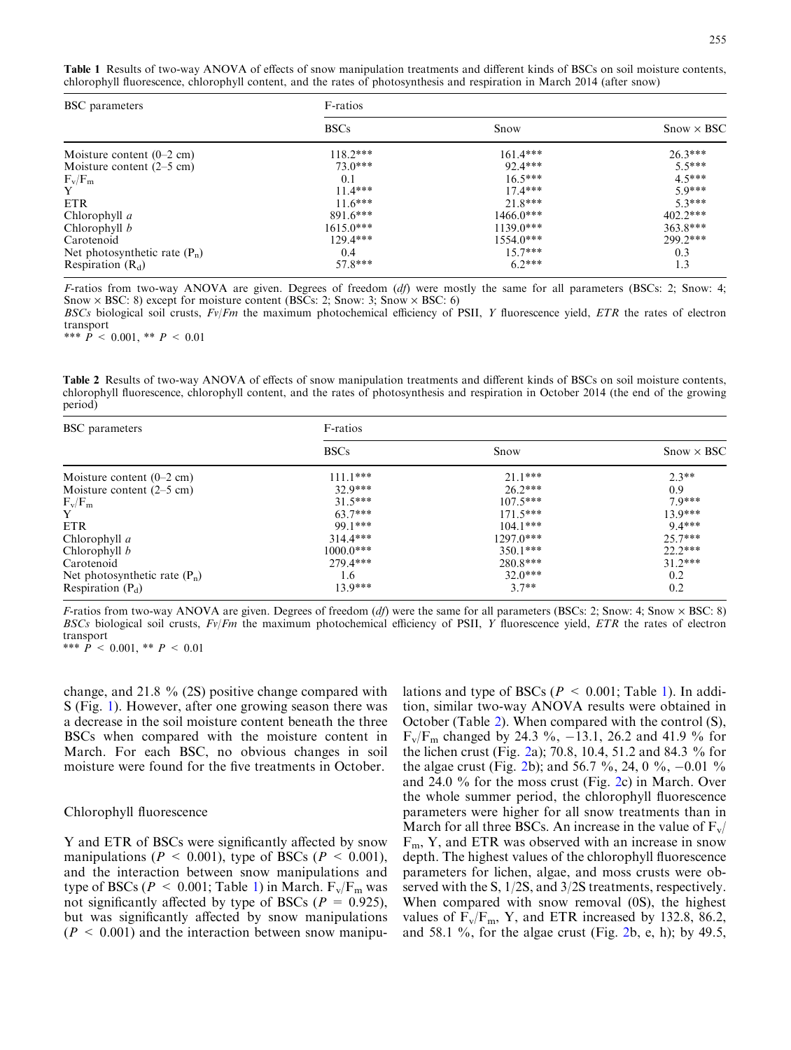**Table 1** Results of two-way ANOVA of effects of snow manipulation treatments and different kinds of BSCs on soil moisture contents, chlorophyll fluorescence, chlorophyll content, and the rates of photosynthesis and respiration in March 2014 (after snow)

| BSC parameters | F-ratios | | |
|---|---|---|---|
| | BSCs | Snow | Snow × BSC |
| Moisture content (0–2 cm) | 118.2*** | 161.4*** | 26.3*** |
| Moisture content (2–5 cm) | 73.0*** | 92.4*** | 5.5*** |
| $F_v/F_m$ | 0.1 | 16.5*** | 4.5*** |
| Y | 11.4*** | 17.4*** | 5.9*** |
| ETR | 11.6*** | 21.8*** | 5.3*** |
| Chlorophyll *a* | 891.6*** | 1466.0*** | 402.2*** |
| Chlorophyll *b* | 1615.0*** | 1139.0*** | 363.8*** |
| Carotenoid | 129.4*** | 1554.0*** | 299.2*** |
| Net photosynthetic rate ($P_n$) | 0.4 | 15.7*** | 0.3 |
| Respiration ($R_d$) | 57.8*** | 6.2*** | 1.3 |

*F*-ratios from two-way ANOVA are given. Degrees of freedom (*df*) were mostly the same for all parameters (BSCs: 2; Snow: 4; Snow × BSC: 8) except for moisture content (BSCs: 2; Snow: 3; Snow × BSC: 6)

*BSCs* biological soil crusts, *Fv*/*Fm* the maximum photochemical efficiency of PSII, *Y* fluorescence yield, *ETR* the rates of electron transport

*** $P < 0.001$, ** $P < 0.01$

**Table 2** Results of two-way ANOVA of effects of snow manipulation treatments and different kinds of BSCs on soil moisture contents, chlorophyll fluorescence, chlorophyll content, and the rates of photosynthesis and respiration in October 2014 (the end of the growing period)

| BSC parameters | F-ratios | | |
|---|---|---|---|
| | BSCs | Snow | Snow × BSC |
| Moisture content (0–2 cm) | 111.1*** | 21.1*** | 2.3** |
| Moisture content (2–5 cm) | 32.9*** | 26.2*** | 0.9 |
| $F_v/F_m$ | 31.5*** | 107.5*** | 7.9*** |
| Y | 63.7*** | 171.5*** | 13.9*** |
| ETR | 99.1*** | 104.1*** | 9.4*** |
| Chlorophyll *a* | 314.4*** | 1297.0*** | 25.7*** |
| Chlorophyll *b* | 1000.0*** | 350.1*** | 22.2*** |
| Carotenoid | 279.4*** | 280.8*** | 31.2*** |
| Net photosynthetic rate ($P_n$) | 1.6 | 32.0*** | 0.2 |
| Respiration ($P_d$) | 13.9*** | 3.7** | 0.2 |

*F*-ratios from two-way ANOVA are given. Degrees of freedom (*df*) were the same for all parameters (BSCs: 2; Snow: 4; Snow × BSC: 8)

*BSCs* biological soil crusts, *Fv*/*Fm* the maximum photochemical efficiency of PSII, *Y* fluorescence yield, *ETR* the rates of electron transport

*** $P < 0.001$, ** $P < 0.01$

change, and 21.8 % (2S) positive change compared with S (Fig. 1). However, after one growing season there was a decrease in the soil moisture content beneath the three BSCs when compared with the moisture content in March. For each BSC, no obvious changes in soil moisture were found for the five treatments in October.

### Chlorophyll fluorescence

Y and ETR of BSCs were significantly affected by snow manipulations ($P < 0.001$), type of BSCs ($P < 0.001$), and the interaction between snow manipulations and type of BSCs ($P < 0.001$; Table 1) in March. $F_v/F_m$ was not significantly affected by type of BSCs ($P = 0.925$), but was significantly affected by snow manipulations ($P < 0.001$) and the interaction between snow manipulations and type of BSCs ($P < 0.001$; Table 1). In addition, similar two-way ANOVA results were obtained in October (Table 2). When compared with the control (S), $F_v/F_m$ changed by 24.3 %, −13.1, 26.2 and 41.9 % for the lichen crust (Fig. 2a); 70.8, 10.4, 51.2 and 84.3 % for the algae crust (Fig. 2b); and 56.7 %, 24, 0 %, −0.01 % and 24.0 % for the moss crust (Fig. 2c) in March. Over the whole summer period, the chlorophyll fluorescence parameters were higher for all snow treatments than in March for all three BSCs. An increase in the value of $F_v/F_m$, Y, and ETR was observed with an increase in snow depth. The highest values of the chlorophyll fluorescence parameters for lichen, algae, and moss crusts were observed with the S, 1/2S, and 3/2S treatments, respectively. When compared with snow removal (0S), the highest values of $F_v/F_m$, Y, and ETR increased by 132.8, 86.2, and 58.1 %, for the algae crust (Fig. 2b, e, h); by 49.5,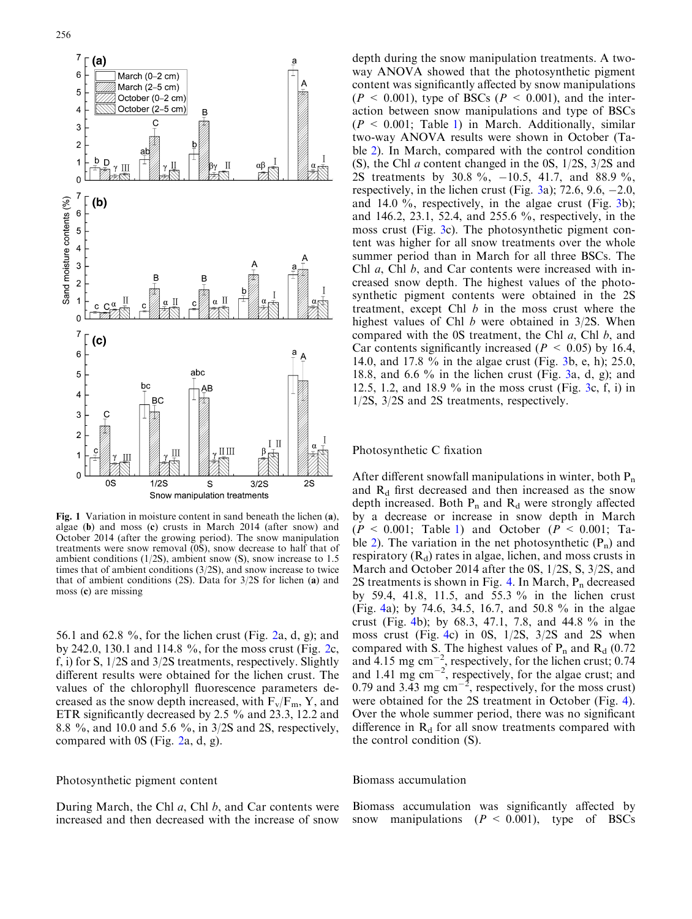Fig. 1 Variation in moisture content in sand beneath the lichen (**a**), algae (**b**) and moss (**c**) crusts in March 2014 (after snow) and October 2014 (after the growing period). The snow manipulation treatments were snow removal (0S), snow decrease to half that of ambient conditions (1/2S), ambient snow (S), snow increase to 1.5 times that of ambient conditions (3/2S), and snow increase to twice that of ambient conditions (2S). Data for 3/2S for lichen (**a**) and moss (**c**) are missing

56.1 and 62.8 %, for the lichen crust (Fig. 2a, d, g); and by 242.0, 130.1 and 114.8 %, for the moss crust (Fig. 2c, f, i) for S, 1/2S and 3/2S treatments, respectively. Slightly different results were obtained for the lichen crust. The values of the chlorophyll fluorescence parameters decreased as the snow depth increased, with $F_v/F_m$, Y, and ETR significantly decreased by 2.5 % and 23.3, 12.2 and 8.8 %, and 10.0 and 5.6 %, in 3/2S and 2S, respectively, compared with 0S (Fig. 2a, d, g).

## Photosynthetic pigment content

During March, the Chl *a*, Chl *b*, and Car contents were increased and then decreased with the increase of snow depth during the snow manipulation treatments. A two-way ANOVA showed that the photosynthetic pigment content was significantly affected by snow manipulations ($P < 0.001$), type of BSCs ($P < 0.001$), and the interaction between snow manipulations and type of BSCs ($P < 0.001$; Table 1) in March. Additionally, similar two-way ANOVA results were shown in October (Table 2). In March, compared with the control condition (S), the Chl *a* content changed in the 0S, 1/2S, 3/2S and 2S treatments by 30.8 %, −10.5, 41.7, and 88.9 %, respectively, in the lichen crust (Fig. 3a); 72.6, 9.6, −2.0, and 14.0 %, respectively, in the algae crust (Fig. 3b); and 146.2, 23.1, 52.4, and 255.6 %, respectively, in the moss crust (Fig. 3c). The photosynthetic pigment content was higher for all snow treatments over the whole summer period than in March for all three BSCs. The Chl *a*, Chl *b*, and Car contents were increased with increased snow depth. The highest values of the photosynthetic pigment contents were obtained in the 2S treatment, except Chl *b* in the moss crust where the highest values of Chl *b* were obtained in 3/2S. When compared with the 0S treatment, the Chl *a*, Chl *b*, and Car contents significantly increased ($P < 0.05$) by 16.4, 14.0, and 17.8 % in the algae crust (Fig. 3b, e, h); 25.0, 18.8, and 6.6 % in the lichen crust (Fig. 3a, d, g); and 12.5, 1.2, and 18.9 % in the moss crust (Fig. 3c, f, i) in 1/2S, 3/2S and 2S treatments, respectively.

## Photosynthetic C fixation

After different snowfall manipulations in winter, both $P_n$ and $R_d$ first decreased and then increased as the snow depth increased. Both $P_n$ and $R_d$ were strongly affected by a decrease or increase in snow depth in March ($P < 0.001$; Table 1) and October ($P < 0.001$; Table 2). The variation in the net photosynthetic ($P_n$) and respiratory ($R_d$) rates in algae, lichen, and moss crusts in March and October 2014 after the 0S, 1/2S, S, 3/2S, and 2S treatments is shown in Fig. 4. In March, $P_n$ decreased by 59.4, 41.8, 11.5, and 55.3 % in the lichen crust (Fig. 4a); by 74.6, 34.5, 16.7, and 50.8 % in the algae crust (Fig. 4b); by 68.3, 47.1, 7.8, and 44.8 % in the moss crust (Fig. 4c) in 0S, 1/2S, 3/2S and 2S when compared with S. The highest values of $P_n$ and $R_d$ (0.72 and 4.15 mg $cm^{-2}$, respectively, for the lichen crust; 0.74 and 1.41 mg $cm^{-2}$, respectively, for the algae crust; and 0.79 and 3.43 mg $cm^{-2}$, respectively, for the moss crust) were obtained for the 2S treatment in October (Fig. 4). Over the whole summer period, there was no significant difference in $R_d$ for all snow treatments compared with the control condition (S).

## Biomass accumulation

Biomass accumulation was significantly affected by snow manipulations ($P < 0.001$), type of BSCs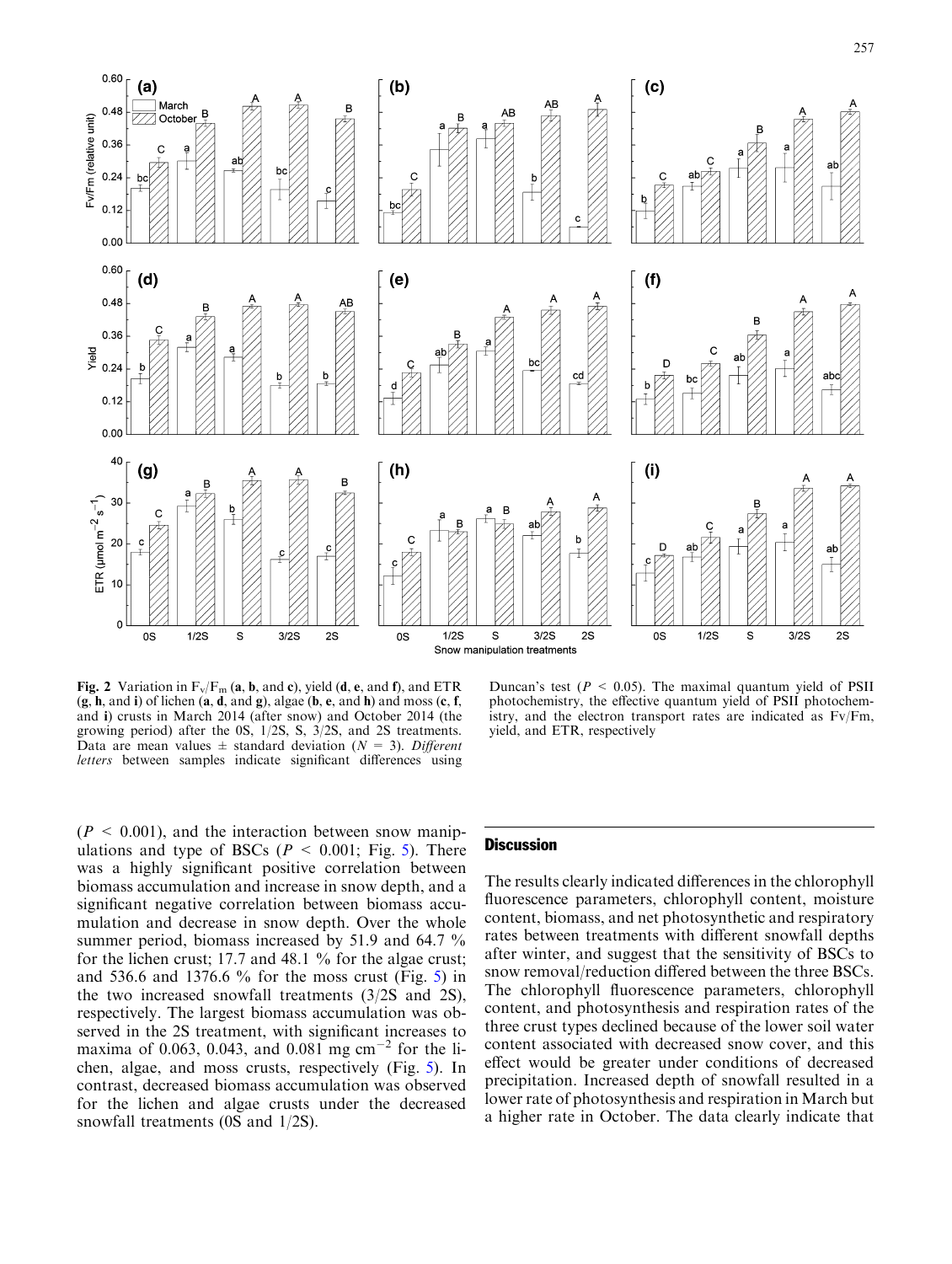Fig. 2 Variation in $F_v/F_m$ (a, b, and c), yield (d, e, and f), and ETR (g, h, and i) of lichen (a, d, and g), algae (b, e, and h) and moss (c, f, and i) crusts in March 2014 (after snow) and October 2014 (the growing period) after the 0S, 1/2S, S, 3/2S, and 2S treatments. Data are mean values ± standard deviation ($N = 3$). *Different letters* between samples indicate significant differences using Duncan's test ($P < 0.05$). The maximal quantum yield of PSII photochemistry, the effective quantum yield of PSII photochemistry, and the electron transport rates are indicated as Fv/Fm, yield, and ETR, respectively

($P < 0.001$), and the interaction between snow manipulations and type of BSCs ($P < 0.001$; Fig. 5). There was a highly significant positive correlation between biomass accumulation and increase in snow depth, and a significant negative correlation between biomass accumulation and decrease in snow depth. Over the whole summer period, biomass increased by 51.9 and 64.7 % for the lichen crust; 17.7 and 48.1 % for the algae crust; and 536.6 and 1376.6 % for the moss crust (Fig. 5) in the two increased snowfall treatments (3/2S and 2S), respectively. The largest biomass accumulation was observed in the 2S treatment, with significant increases to maxima of 0.063, 0.043, and 0.081 mg $cm^{-2}$ for the lichen, algae, and moss crusts, respectively (Fig. 5). In contrast, decreased biomass accumulation was observed for the lichen and algae crusts under the decreased snowfall treatments (0S and 1/2S).

## Discussion

The results clearly indicated differences in the chlorophyll fluorescence parameters, chlorophyll content, moisture content, biomass, and net photosynthetic and respiratory rates between treatments with different snowfall depths after winter, and suggest that the sensitivity of BSCs to snow removal/reduction differed between the three BSCs. The chlorophyll fluorescence parameters, chlorophyll content, and photosynthesis and respiration rates of the three crust types declined because of the lower soil water content associated with decreased snow cover, and this effect would be greater under conditions of decreased precipitation. Increased depth of snowfall resulted in a lower rate of photosynthesis and respiration in March but a higher rate in October. The data clearly indicate that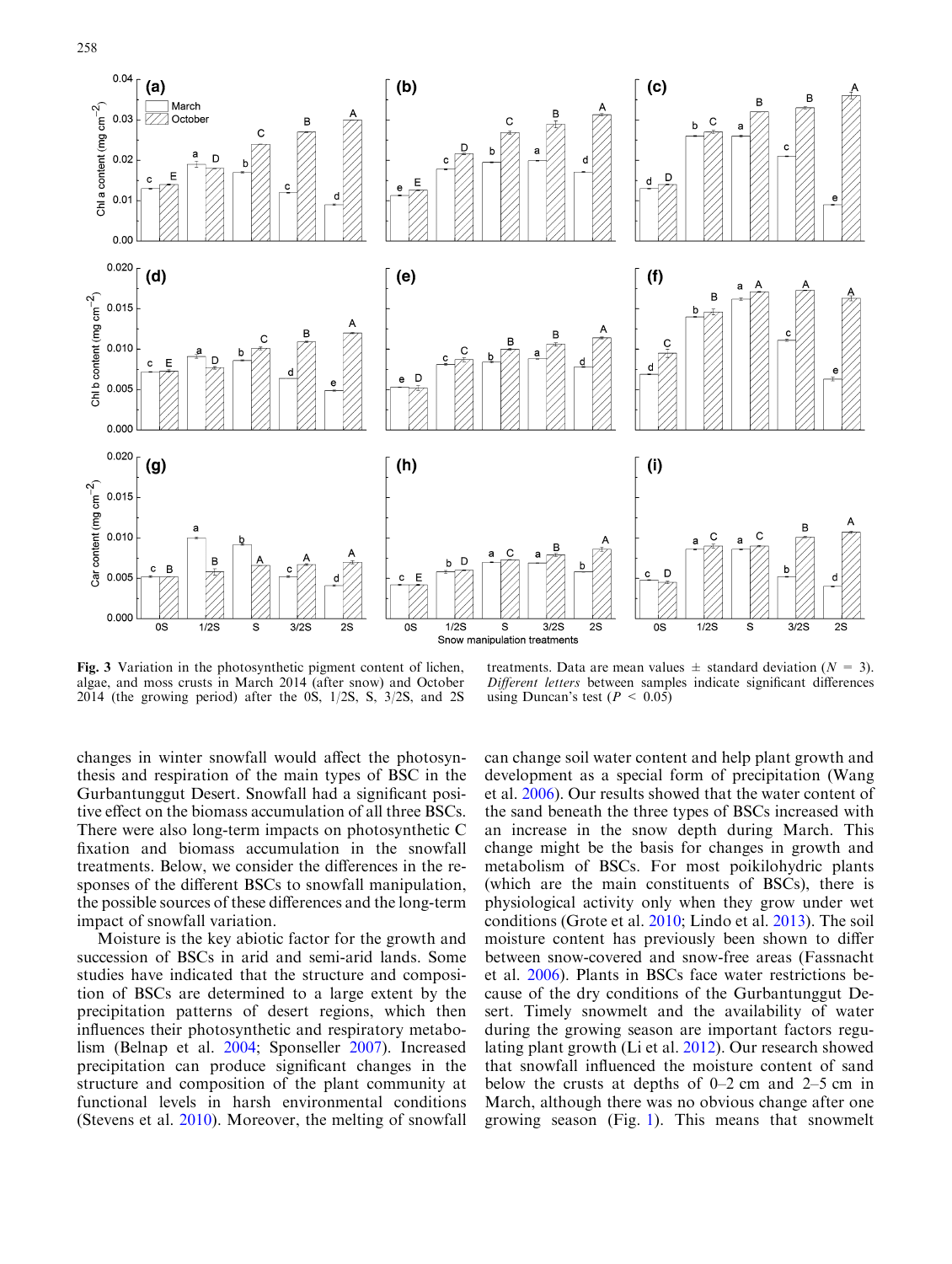Fig. 3 Variation in the photosynthetic pigment content of lichen, algae, and moss crusts in March 2014 (after snow) and October 2014 (the growing period) after the 0S, 1/2S, S, 3/2S, and 2S treatments. Data are mean values ± standard deviation ($N = 3$). *Different letters* between samples indicate significant differences using Duncan's test ($P < 0.05$)

changes in winter snowfall would affect the photosynthesis and respiration of the main types of BSC in the Gurbantunggut Desert. Snowfall had a significant positive effect on the biomass accumulation of all three BSCs. There were also long-term impacts on photosynthetic C fixation and biomass accumulation in the snowfall treatments. Below, we consider the differences in the responses of the different BSCs to snowfall manipulation, the possible sources of these differences and the long-term impact of snowfall variation.

Moisture is the key abiotic factor for the growth and succession of BSCs in arid and semi-arid lands. Some studies have indicated that the structure and composition of BSCs are determined to a large extent by the precipitation patterns of desert regions, which then influences their photosynthetic and respiratory metabolism (Belnap et al. 2004; Sponseller 2007). Increased precipitation can produce significant changes in the structure and composition of the plant community at functional levels in harsh environmental conditions (Stevens et al. 2010). Moreover, the melting of snowfall can change soil water content and help plant growth and development as a special form of precipitation (Wang et al. 2006). Our results showed that the water content of the sand beneath the three types of BSCs increased with an increase in the snow depth during March. This change might be the basis for changes in growth and metabolism of BSCs. For most poikilohydric plants (which are the main constituents of BSCs), there is physiological activity only when they grow under wet conditions (Grote et al. 2010; Lindo et al. 2013). The soil moisture content has previously been shown to differ between snow-covered and snow-free areas (Fassnacht et al. 2006). Plants in BSCs face water restrictions because of the dry conditions of the Gurbantunggut Desert. Timely snowmelt and the availability of water during the growing season are important factors regulating plant growth (Li et al. 2012). Our research showed that snowfall influenced the moisture content of sand below the crusts at depths of 0–2 cm and 2–5 cm in March, although there was no obvious change after one growing season (Fig. 1). This means that snowmelt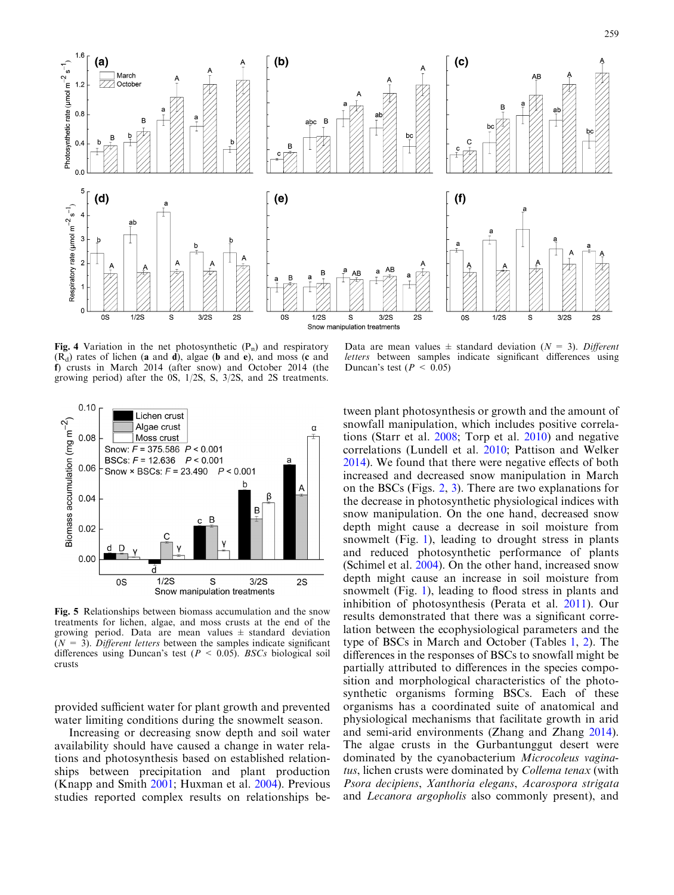**Fig. 4** Variation in the net photosynthetic ($P_n$) and respiratory ($R_d$) rates of lichen (**a** and **d**), algae (**b** and **e**), and moss (**c** and **f**) crusts in March 2014 (after snow) and October 2014 (the growing period) after the 0S, 1/2S, S, 3/2S, and 2S treatments. Data are mean values ± standard deviation ($N = 3$). *Different letters* between samples indicate significant differences using Duncan's test ($P < 0.05$)

**Fig. 5** Relationships between biomass accumulation and the snow treatments for lichen, algae, and moss crusts at the end of the growing period. Data are mean values ± standard deviation ($N = 3$). *Different letters* between the samples indicate significant differences using Duncan's test ($P < 0.05$). *BSCs* biological soil crusts

provided sufficient water for plant growth and prevented water limiting conditions during the snowmelt season.

Increasing or decreasing snow depth and soil water availability should have caused a change in water relations and photosynthesis based on established relationships between precipitation and plant production (Knapp and Smith 2001; Huxman et al. 2004). Previous studies reported complex results on relationships between plant photosynthesis or growth and the amount of snowfall manipulation, which includes positive correlations (Starr et al. 2008; Torp et al. 2010) and negative correlations (Lundell et al. 2010; Pattison and Welker 2014). We found that there were negative effects of both increased and decreased snow manipulation in March on the BSCs (Figs. 2, 3). There are two explanations for the decrease in photosynthetic physiological indices with snow manipulation. On the one hand, decreased snow depth might cause a decrease in soil moisture from snowmelt (Fig. 1), leading to drought stress in plants and reduced photosynthetic performance of plants (Schimel et al. 2004). On the other hand, increased snow depth might cause an increase in soil moisture from snowmelt (Fig. 1), leading to flood stress in plants and inhibition of photosynthesis (Perata et al. 2011). Our results demonstrated that there was a significant correlation between the ecophysiological parameters and the type of BSCs in March and October (Tables 1, 2). The differences in the responses of BSCs to snowfall might be partially attributed to differences in the species composition and morphological characteristics of the photosynthetic organisms forming BSCs. Each of these organisms has a coordinated suite of anatomical and physiological mechanisms that facilitate growth in arid and semi-arid environments (Zhang and Zhang 2014). The algae crusts in the Gurbantunggut desert were dominated by the cyanobacterium *Microcoleus vaginatus*, lichen crusts were dominated by *Collema tenax* (with *Psora decipiens*, *Xanthoria elegans*, *Acarospora strigata* and *Lecanora argopholis* also commonly present), and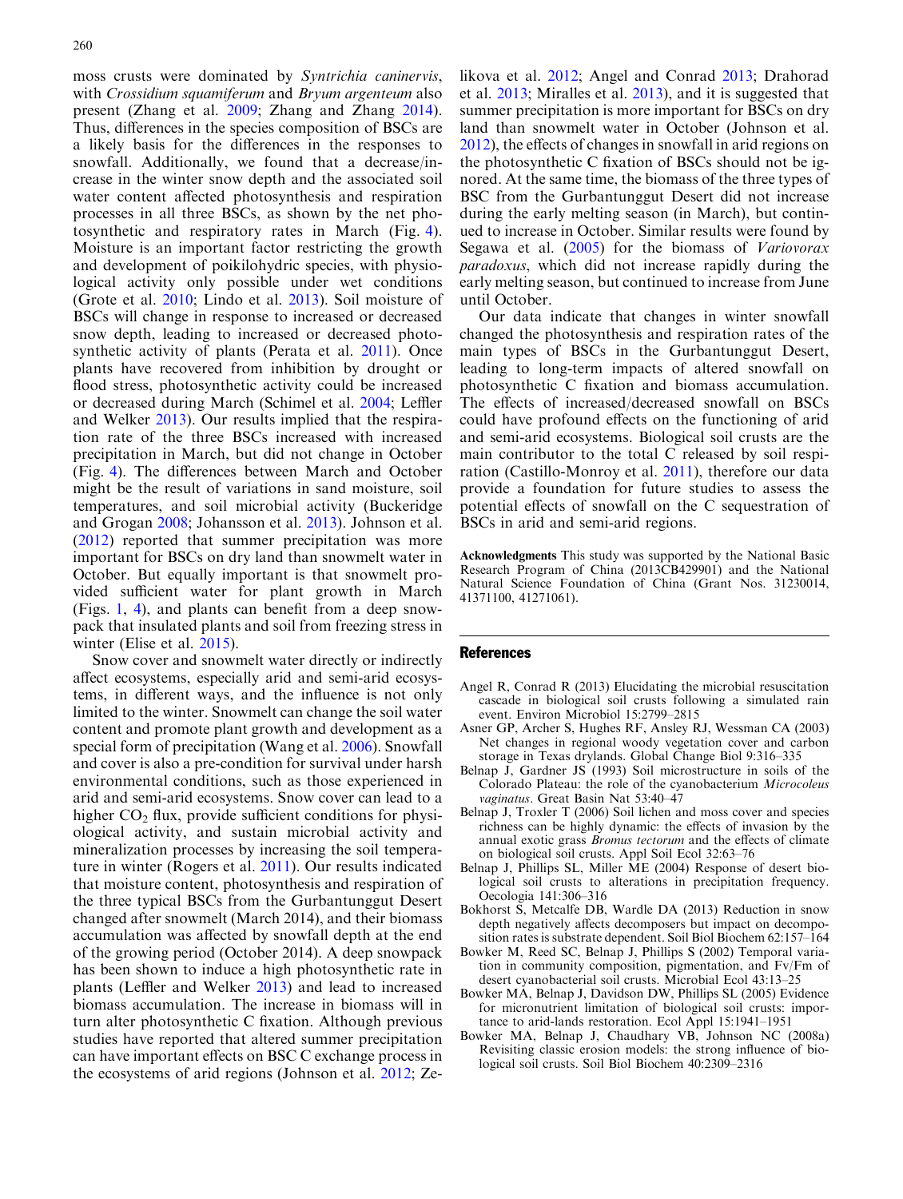moss crusts were dominated by *Syntrichia caninervis*, with *Crossidium squamiferum* and *Bryum argenteum* also present (Zhang et al. 2009; Zhang and Zhang 2014). Thus, differences in the species composition of BSCs are a likely basis for the differences in the responses to snowfall. Additionally, we found that a decrease/increase in the winter snow depth and the associated soil water content affected photosynthesis and respiration processes in all three BSCs, as shown by the net photosynthetic and respiratory rates in March (Fig. 4). Moisture is an important factor restricting the growth and development of poikilohydric species, with physiological activity only possible under wet conditions (Grote et al. 2010; Lindo et al. 2013). Soil moisture of BSCs will change in response to increased or decreased snow depth, leading to increased or decreased photosynthetic activity of plants (Perata et al. 2011). Once plants have recovered from inhibition by drought or flood stress, photosynthetic activity could be increased or decreased during March (Schimel et al. 2004; Leffler and Welker 2013). Our results implied that the respiration rate of the three BSCs increased with increased precipitation in March, but did not change in October (Fig. 4). The differences between March and October might be the result of variations in sand moisture, soil temperatures, and soil microbial activity (Buckeridge and Grogan 2008; Johansson et al. 2013). Johnson et al. (2012) reported that summer precipitation was more important for BSCs on dry land than snowmelt water in October. But equally important is that snowmelt provided sufficient water for plant growth in March (Figs. 1, 4), and plants can benefit from a deep snowpack that insulated plants and soil from freezing stress in winter (Elise et al. 2015).

Snow cover and snowmelt water directly or indirectly affect ecosystems, especially arid and semi-arid ecosystems, in different ways, and the influence is not only limited to the winter. Snowmelt can change the soil water content and promote plant growth and development as a special form of precipitation (Wang et al. 2006). Snowfall and cover is also a pre-condition for survival under harsh environmental conditions, such as those experienced in arid and semi-arid ecosystems. Snow cover can lead to a higher $CO_2$ flux, provide sufficient conditions for physiological activity, and sustain microbial activity and mineralization processes by increasing the soil temperature in winter (Rogers et al. 2011). Our results indicated that moisture content, photosynthesis and respiration of the three typical BSCs from the Gurbantunggut Desert changed after snowmelt (March 2014), and their biomass accumulation was affected by snowfall depth at the end of the growing period (October 2014). A deep snowpack has been shown to induce a high photosynthetic rate in plants (Leffler and Welker 2013) and lead to increased biomass accumulation. The increase in biomass will in turn alter photosynthetic C fixation. Although previous studies have reported that altered summer precipitation can have important effects on BSC C exchange process in the ecosystems of arid regions (Johnson et al. 2012; Zelikova et al. 2012; Angel and Conrad 2013; Drahorad et al. 2013; Miralles et al. 2013), and it is suggested that summer precipitation is more important for BSCs on dry land than snowmelt water in October (Johnson et al. 2012), the effects of changes in snowfall in arid regions on the photosynthetic C fixation of BSCs should not be ignored. At the same time, the biomass of the three types of BSC from the Gurbantunggut Desert did not increase during the early melting season (in March), but continued to increase in October. Similar results were found by Segawa et al. (2005) for the biomass of *Variovorax paradoxus*, which did not increase rapidly during the early melting season, but continued to increase from June until October.

Our data indicate that changes in winter snowfall changed the photosynthesis and respiration rates of the main types of BSCs in the Gurbantunggut Desert, leading to long-term impacts of altered snowfall on photosynthetic C fixation and biomass accumulation. The effects of increased/decreased snowfall on BSCs could have profound effects on the functioning of arid and semi-arid ecosystems. Biological soil crusts are the main contributor to the total C released by soil respiration (Castillo-Monroy et al. 2011), therefore our data provide a foundation for future studies to assess the potential effects of snowfall on the C sequestration of BSCs in arid and semi-arid regions.

**Acknowledgments** This study was supported by the National Basic Research Program of China (2013CB429901) and the National Natural Science Foundation of China (Grant Nos. 31230014, 41371100, 41271061).

## References

Angel R, Conrad R (2013) Elucidating the microbial resuscitation cascade in biological soil crusts following a simulated rain event. Environ Microbiol 15:2799–2815

Asner GP, Archer S, Hughes RF, Ansley RJ, Wessman CA (2003) Net changes in regional woody vegetation cover and carbon storage in Texas drylands. Global Change Biol 9:316–335

Belnap J, Gardner JS (1993) Soil microstructure in soils of the Colorado Plateau: the role of the cyanobacterium *Microcoleus vaginatus*. Great Basin Nat 53:40–47

Belnap J, Troxler T (2006) Soil lichen and moss cover and species richness can be highly dynamic: the effects of invasion by the annual exotic grass *Bromus tectorum* and the effects of climate on biological soil crusts. Appl Soil Ecol 32:63–76

Belnap J, Phillips SL, Miller ME (2004) Response of desert biological soil crusts to alterations in precipitation frequency. Oecologia 141:306–316

Bokhorst S, Metcalfe DB, Wardle DA (2013) Reduction in snow depth negatively affects decomposers but impact on decomposition rates is substrate dependent. Soil Biol Biochem 62:157–164

Bowker M, Reed SC, Belnap J, Phillips S (2002) Temporal variation in community composition, pigmentation, and Fv/Fm of desert cyanobacterial soil crusts. Microbial Ecol 43:13–25

Bowker MA, Belnap J, Davidson DW, Phillips SL (2005) Evidence for micronutrient limitation of biological soil crusts: importance to arid-lands restoration. Ecol Appl 15:1941–1951

Bowker MA, Belnap J, Chaudhary VB, Johnson NC (2008a) Revisiting classic erosion models: the strong influence of biological soil crusts. Soil Biol Biochem 40:2309–2316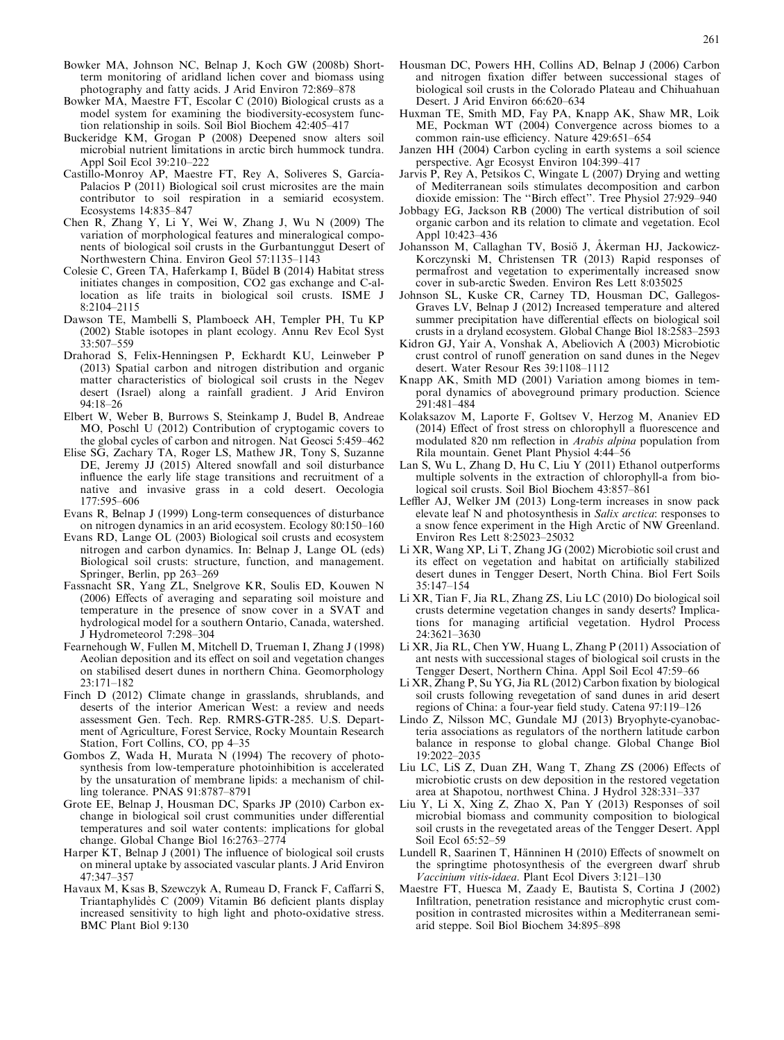Bowker MA, Johnson NC, Belnap J, Koch GW (2008b) Short-term monitoring of aridland lichen cover and biomass using photography and fatty acids. J Arid Environ 72:869–878

Bowker MA, Maestre FT, Escolar C (2010) Biological crusts as a model system for examining the biodiversity-ecosystem function relationship in soils. Soil Biol Biochem 42:405–417

Buckeridge KM, Grogan P (2008) Deepened snow alters soil microbial nutrient limitations in arctic birch hummock tundra. Appl Soil Ecol 39:210–222

Castillo-Monroy AP, Maestre FT, Rey A, Soliveres S, García-Palacios P (2011) Biological soil crust microsites are the main contributor to soil respiration in a semiarid ecosystem. Ecosystems 14:835–847

Chen R, Zhang Y, Li Y, Wei W, Zhang J, Wu N (2009) The variation of morphological features and mineralogical components of biological soil crusts in the Gurbantunggut Desert of Northwestern China. Environ Geol 57:1135–1143

Colesie C, Green TA, Haferkamp I, Büdel B (2014) Habitat stress initiates changes in composition, CO2 gas exchange and C-allocation as life traits in biological soil crusts. ISME J 8:2104–2115

Dawson TE, Mambelli S, Plamboeck AH, Templer PH, Tu KP (2002) Stable isotopes in plant ecology. Annu Rev Ecol Syst 33:507–559

Drahorad S, Felix-Henningsen P, Eckhardt KU, Leinweber P (2013) Spatial carbon and nitrogen distribution and organic matter characteristics of biological soil crusts in the Negev desert (Israel) along a rainfall gradient. J Arid Environ 94:18–26

Elbert W, Weber B, Burrows S, Steinkamp J, Budel B, Andreae MO, Poschl U (2012) Contribution of cryptogamic covers to the global cycles of carbon and nitrogen. Nat Geosci 5:459–462

Elise SG, Zachary TA, Roger LS, Mathew JR, Tony S, Suzanne DE, Jeremy JJ (2015) Altered snowfall and soil disturbance influence the early life stage transitions and recruitment of a native and invasive grass in a cold desert. Oecologia 177:595–606

Evans R, Belnap J (1999) Long-term consequences of disturbance on nitrogen dynamics in an arid ecosystem. Ecology 80:150–160

Evans RD, Lange OL (2003) Biological soil crusts and ecosystem nitrogen and carbon dynamics. In: Belnap J, Lange OL (eds) Biological soil crusts: structure, function, and management. Springer, Berlin, pp 263–269

Fassnacht SR, Yang ZL, Snelgrove KR, Soulis ED, Kouwen N (2006) Effects of averaging and separating soil moisture and temperature in the presence of snow cover in a SVAT and hydrological model for a southern Ontario, Canada, watershed. J Hydrometeorol 7:298–304

Fearnehough W, Fullen M, Mitchell D, Trueman I, Zhang J (1998) Aeolian deposition and its effect on soil and vegetation changes on stabilised desert dunes in northern China. Geomorphology 23:171–182

Finch D (2012) Climate change in grasslands, shrublands, and deserts of the interior American West: a review and needs assessment Gen. Tech. Rep. RMRS-GTR-285. U.S. Department of Agriculture, Forest Service, Rocky Mountain Research Station, Fort Collins, CO, pp 4–35

Gombos Z, Wada H, Murata N (1994) The recovery of photosynthesis from low-temperature photoinhibition is accelerated by the unsaturation of membrane lipids: a mechanism of chilling tolerance. PNAS 91:8787–8791

Grote EE, Belnap J, Housman DC, Sparks JP (2010) Carbon exchange in biological soil crust communities under differential temperatures and soil water contents: implications for global change. Global Change Biol 16:2763–2774

Harper KT, Belnap J (2001) The influence of biological soil crusts on mineral uptake by associated vascular plants. J Arid Environ 47:347–357

Havaux M, Ksas B, Szewczyk A, Rumeau D, Franck F, Caffarri S, Triantaphylidès C (2009) Vitamin B6 deficient plants display increased sensitivity to high light and photo-oxidative stress. BMC Plant Biol 9:130

Housman DC, Powers HH, Collins AD, Belnap J (2006) Carbon and nitrogen fixation differ between successional stages of biological soil crusts in the Colorado Plateau and Chihuahuan Desert. J Arid Environ 66:620–634

Huxman TE, Smith MD, Fay PA, Knapp AK, Shaw MR, Loik ME, Pockman WT (2004) Convergence across biomes to a common rain-use efficiency. Nature 429:651–654

Janzen HH (2004) Carbon cycling in earth systems a soil science perspective. Agr Ecosyst Environ 104:399–417

Jarvis P, Rey A, Petsikos C, Wingate L (2007) Drying and wetting of Mediterranean soils stimulates decomposition and carbon dioxide emission: The ''Birch effect''. Tree Physiol 27:929–940

Jobbagy EG, Jackson RB (2000) The vertical distribution of soil organic carbon and its relation to climate and vegetation. Ecol Appl 10:423–436

Johansson M, Callaghan TV, Bosiö J, Åkerman HJ, Jackowicz-Korczynski M, Christensen TR (2013) Rapid responses of permafrost and vegetation to experimentally increased snow cover in sub-arctic Sweden. Environ Res Lett 8:035025

Johnson SL, Kuske CR, Carney TD, Housman DC, Gallegos-Graves LV, Belnap J (2012) Increased temperature and altered summer precipitation have differential effects on biological soil crusts in a dryland ecosystem. Global Change Biol 18:2583–2593

Kidron GJ, Yair A, Vonshak A, Abeliovich A (2003) Microbiotic crust control of runoff generation on sand dunes in the Negev desert. Water Resour Res 39:1108–1112

Knapp AK, Smith MD (2001) Variation among biomes in temporal dynamics of aboveground primary production. Science 291:481–484

Kolaksazov M, Laporte F, Goltsev V, Herzog M, Ananiev ED (2014) Effect of frost stress on chlorophyll a fluorescence and modulated 820 nm reflection in *Arabis alpina* population from Rila mountain. Genet Plant Physiol 4:44–56

Lan S, Wu L, Zhang D, Hu C, Liu Y (2011) Ethanol outperforms multiple solvents in the extraction of chlorophyll-a from biological soil crusts. Soil Biol Biochem 43:857–861

Leffler AJ, Welker JM (2013) Long-term increases in snow pack elevate leaf N and photosynthesis in *Salix arctica*: responses to a snow fence experiment in the High Arctic of NW Greenland. Environ Res Lett 8:25023–25032

Li XR, Wang XP, Li T, Zhang JG (2002) Microbiotic soil crust and its effect on vegetation and habitat on artificially stabilized desert dunes in Tengger Desert, North China. Biol Fert Soils 35:147–154

Li XR, Tian F, Jia RL, Zhang ZS, Liu LC (2010) Do biological soil crusts determine vegetation changes in sandy deserts? Implications for managing artificial vegetation. Hydrol Process 24:3621–3630

Li XR, Jia RL, Chen YW, Huang L, Zhang P (2011) Association of ant nests with successional stages of biological soil crusts in the Tengger Desert, Northern China. Appl Soil Ecol 47:59–66

Li XR, Zhang P, Su YG, Jia RL (2012) Carbon fixation by biological soil crusts following revegetation of sand dunes in arid desert regions of China: a four-year field study. Catena 97:119–126

Lindo Z, Nilsson MC, Gundale MJ (2013) Bryophyte-cyanobacteria associations as regulators of the northern latitude carbon balance in response to global change. Global Change Biol 19:2022–2035

Liu LC, LiS Z, Duan ZH, Wang T, Zhang ZS (2006) Effects of microbiotic crusts on dew deposition in the restored vegetation area at Shapotou, northwest China. J Hydrol 328:331–337

Liu Y, Li X, Xing Z, Zhao X, Pan Y (2013) Responses of soil microbial biomass and community composition to biological soil crusts in the revegetated areas of the Tengger Desert. Appl Soil Ecol 65:52–59

Lundell R, Saarinen T, Hänninen H (2010) Effects of snowmelt on the springtime photosynthesis of the evergreen dwarf shrub *Vaccinium vitis-idaea*. Plant Ecol Divers 3:121–130

Maestre FT, Huesca M, Zaady E, Bautista S, Cortina J (2002) Infiltration, penetration resistance and microphytic crust composition in contrasted microsites within a Mediterranean semi-arid steppe. Soil Biol Biochem 34:895–898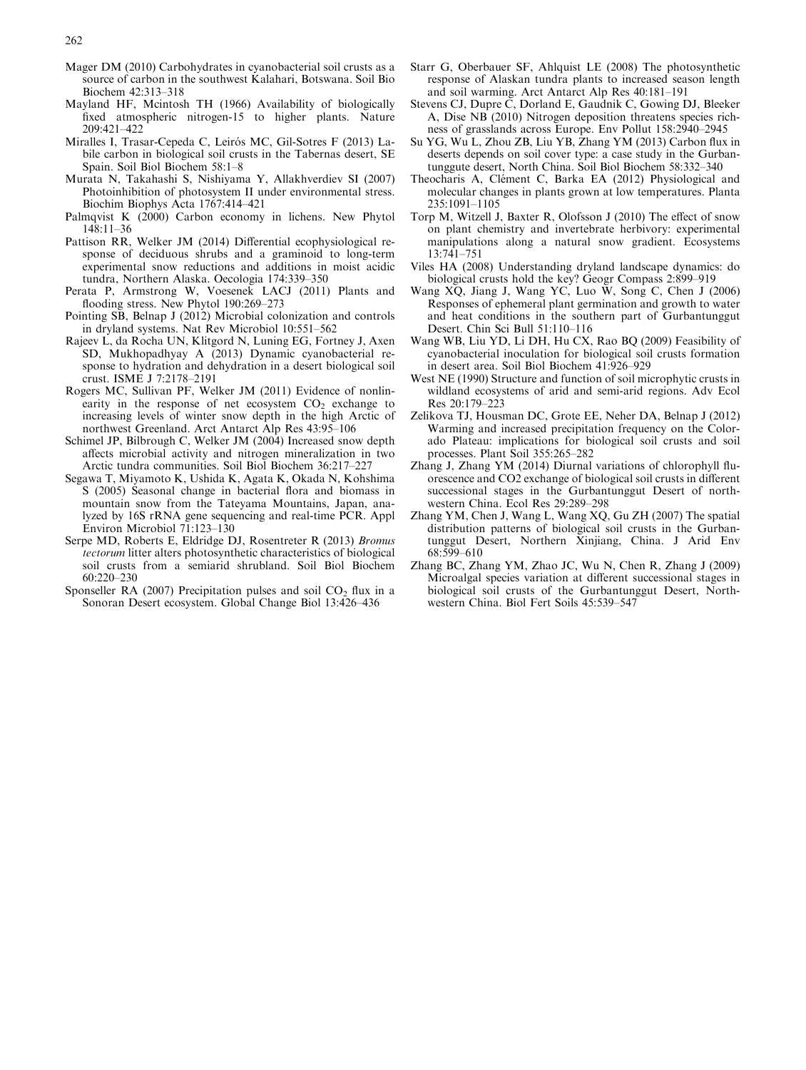Mager DM (2010) Carbohydrates in cyanobacterial soil crusts as a source of carbon in the southwest Kalahari, Botswana. Soil Bio Biochem 42:313–318

Mayland HF, Mcintosh TH (1966) Availability of biologically fixed atmospheric nitrogen-15 to higher plants. Nature 209:421–422

Miralles I, Trasar-Cepeda C, Leirós MC, Gil-Sotres F (2013) Labile carbon in biological soil crusts in the Tabernas desert, SE Spain. Soil Biol Biochem 58:1–8

Murata N, Takahashi S, Nishiyama Y, Allakhverdiev SI (2007) Photoinhibition of photosystem II under environmental stress. Biochim Biophys Acta 1767:414–421

Palmqvist K (2000) Carbon economy in lichens. New Phytol 148:11–36

Pattison RR, Welker JM (2014) Differential ecophysiological response of deciduous shrubs and a graminoid to long-term experimental snow reductions and additions in moist acidic tundra, Northern Alaska. Oecologia 174:339–350

Perata P, Armstrong W, Voesenek LACJ (2011) Plants and flooding stress. New Phytol 190:269–273

Pointing SB, Belnap J (2012) Microbial colonization and controls in dryland systems. Nat Rev Microbiol 10:551–562

Rajeev L, da Rocha UN, Klitgord N, Luning EG, Fortney J, Axen SD, Mukhopadhyay A (2013) Dynamic cyanobacterial response to hydration and dehydration in a desert biological soil crust. ISME J 7:2178–2191

Rogers MC, Sullivan PF, Welker JM (2011) Evidence of nonlinearity in the response of net ecosystem $CO_2$ exchange to increasing levels of winter snow depth in the high Arctic of northwest Greenland. Arct Antarct Alp Res 43:95–106

Schimel JP, Bilbrough C, Welker JM (2004) Increased snow depth affects microbial activity and nitrogen mineralization in two Arctic tundra communities. Soil Biol Biochem 36:217–227

Segawa T, Miyamoto K, Ushida K, Agata K, Okada N, Kohshima S (2005) Seasonal change in bacterial flora and biomass in mountain snow from the Tateyama Mountains, Japan, analyzed by 16S rRNA gene sequencing and real-time PCR. Appl Environ Microbiol 71:123–130

Serpe MD, Roberts E, Eldridge DJ, Rosentreter R (2013) *Bromus tectorum* litter alters photosynthetic characteristics of biological soil crusts from a semiarid shrubland. Soil Biol Biochem 60:220–230

Sponseller RA (2007) Precipitation pulses and soil $CO_2$ flux in a Sonoran Desert ecosystem. Global Change Biol 13:426–436

Starr G, Oberbauer SF, Ahlquist LE (2008) The photosynthetic response of Alaskan tundra plants to increased season length and soil warming. Arct Antarct Alp Res 40:181–191

Stevens CJ, Dupre C, Dorland E, Gaudnik C, Gowing DJ, Bleeker A, Dise NB (2010) Nitrogen deposition threatens species richness of grasslands across Europe. Env Pollut 158:2940–2945

Su YG, Wu L, Zhou ZB, Liu YB, Zhang YM (2013) Carbon flux in deserts depends on soil cover type: a case study in the Gurbantunggute desert, North China. Soil Biol Biochem 58:332–340

Theocharis A, Clément C, Barka EA (2012) Physiological and molecular changes in plants grown at low temperatures. Planta 235:1091–1105

Torp M, Witzell J, Baxter R, Olofsson J (2010) The effect of snow on plant chemistry and invertebrate herbivory: experimental manipulations along a natural snow gradient. Ecosystems 13:741–751

Viles HA (2008) Understanding dryland landscape dynamics: do biological crusts hold the key? Geogr Compass 2:899–919

Wang XQ, Jiang J, Wang YC, Luo W, Song C, Chen J (2006) Responses of ephemeral plant germination and growth to water and heat conditions in the southern part of Gurbantunggut Desert. Chin Sci Bull 51:110–116

Wang WB, Liu YD, Li DH, Hu CX, Rao BQ (2009) Feasibility of cyanobacterial inoculation for biological soil crusts formation in desert area. Soil Biol Biochem 41:926–929

West NE (1990) Structure and function of soil microphytic crusts in wildland ecosystems of arid and semi-arid regions. Adv Ecol Res 20:179–223

Zelikova TJ, Housman DC, Grote EE, Neher DA, Belnap J (2012) Warming and increased precipitation frequency on the Colorado Plateau: implications for biological soil crusts and soil processes. Plant Soil 355:265–282

Zhang J, Zhang YM (2014) Diurnal variations of chlorophyll fluorescence and CO2 exchange of biological soil crusts in different successional stages in the Gurbantunggut Desert of northwestern China. Ecol Res 29:289–298

Zhang YM, Chen J, Wang L, Wang XQ, Gu ZH (2007) The spatial distribution patterns of biological soil crusts in the Gurbantunggut Desert, Northern Xinjiang, China. J Arid Env 68:599–610

Zhang BC, Zhang YM, Zhao JC, Wu N, Chen R, Zhang J (2009) Microalgal species variation at different successional stages in biological soil crusts of the Gurbantunggut Desert, Northwestern China. Biol Fert Soils 45:539–547